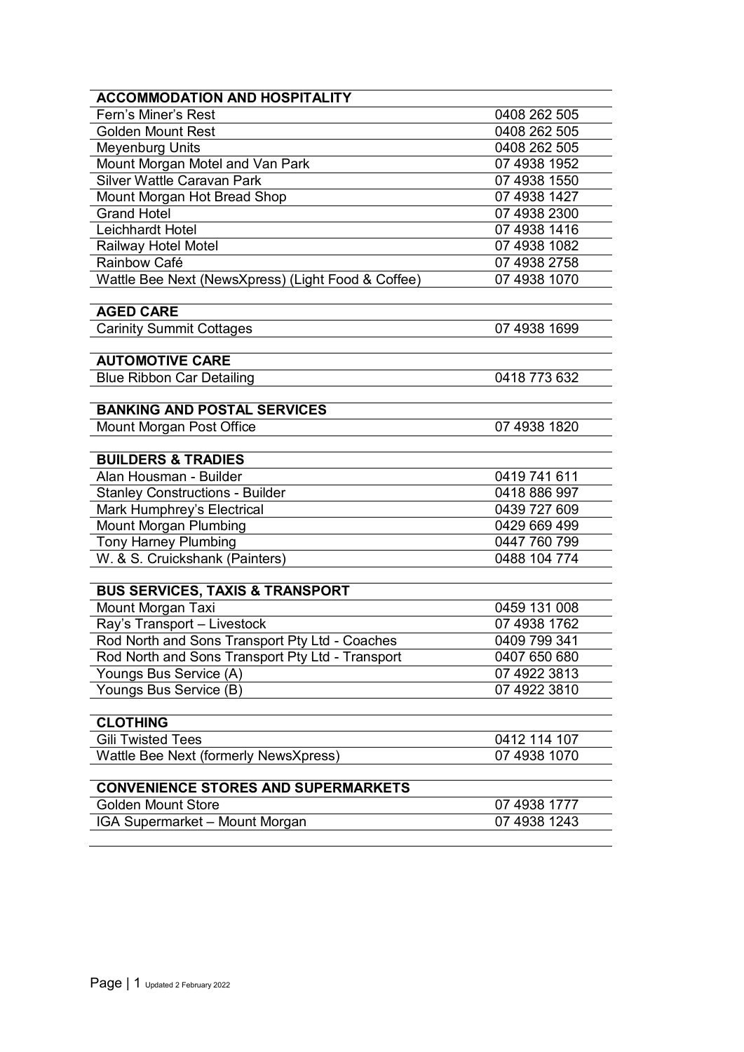| ACCOMMODATION AND HOSPITALITY | |
|---|---|
| Fern's Miner's Rest | 0408 262 505 |
| Golden Mount Rest | 0408 262 505 |
| Meyenburg Units | 0408 262 505 |
| Mount Morgan Motel and Van Park | 07 4938 1952 |
| Silver Wattle Caravan Park | 07 4938 1550 |
| Mount Morgan Hot Bread Shop | 07 4938 1427 |
| Grand Hotel | 07 4938 2300 |
| Leichhardt Hotel | 07 4938 1416 |
| Railway Hotel Motel | 07 4938 1082 |
| Rainbow Café | 07 4938 2758 |
| Wattle Bee Next (NewsXpress) (Light Food & Coffee) | 07 4938 1070 |

| AGED CARE | |
|---|---|
| Carinity Summit Cottages | 07 4938 1699 |

| AUTOMOTIVE CARE | |
|---|---|
| Blue Ribbon Car Detailing | 0418 773 632 |

| BANKING AND POSTAL SERVICES | |
|---|---|
| Mount Morgan Post Office | 07 4938 1820 |

| BUILDERS & TRADIES | |
|---|---|
| Alan Housman - Builder | 0419 741 611 |
| Stanley Constructions - Builder | 0418 886 997 |
| Mark Humphrey's Electrical | 0439 727 609 |
| Mount Morgan Plumbing | 0429 669 499 |
| Tony Harney Plumbing | 0447 760 799 |
| W. & S. Cruickshank (Painters) | 0488 104 774 |

| BUS SERVICES, TAXIS & TRANSPORT | |
|---|---|
| Mount Morgan Taxi | 0459 131 008 |
| Ray's Transport – Livestock | 07 4938 1762 |
| Rod North and Sons Transport Pty Ltd - Coaches | 0409 799 341 |
| Rod North and Sons Transport Pty Ltd - Transport | 0407 650 680 |
| Youngs Bus Service (A) | 07 4922 3813 |
| Youngs Bus Service (B) | 07 4922 3810 |

| CLOTHING | |
|---|---|
| Gili Twisted Tees | 0412 114 107 |
| Wattle Bee Next (formerly NewsXpress) | 07 4938 1070 |

| CONVENIENCE STORES AND SUPERMARKETS | |
|---|---|
| Golden Mount Store | 07 4938 1777 |
| IGA Supermarket – Mount Morgan | 07 4938 1243 |

Updated 2 February 2022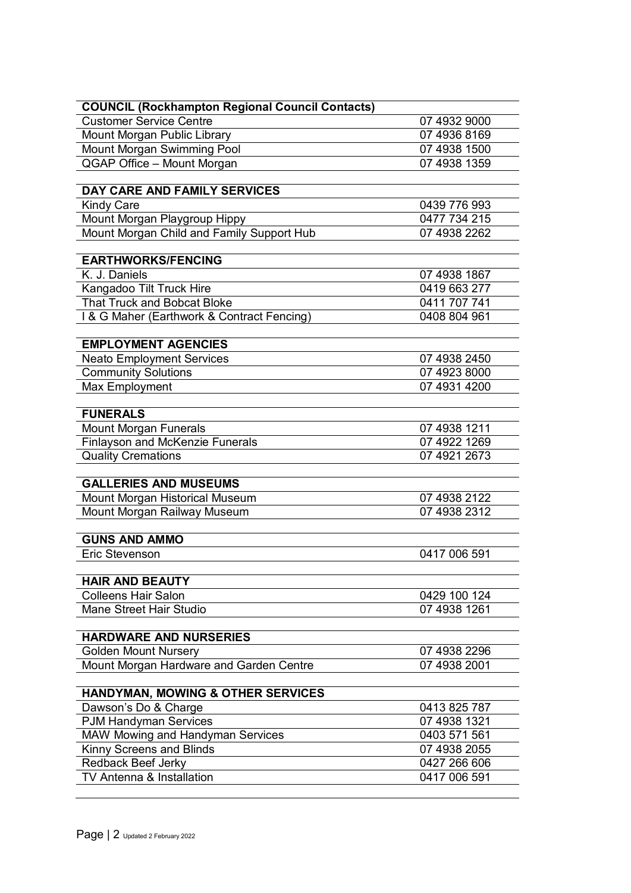| COUNCIL (Rockhampton Regional Council Contacts) | |
|---|---|
| Customer Service Centre | 07 4932 9000 |
| Mount Morgan Public Library | 07 4936 8169 |
| Mount Morgan Swimming Pool | 07 4938 1500 |
| QGAP Office – Mount Morgan | 07 4938 1359 |

| DAY CARE AND FAMILY SERVICES | |
|---|---|
| Kindy Care | 0439 776 993 |
| Mount Morgan Playgroup Hippy | 0477 734 215 |
| Mount Morgan Child and Family Support Hub | 07 4938 2262 |

| EARTHWORKS/FENCING | |
|---|---|
| K. J. Daniels | 07 4938 1867 |
| Kangadoo Tilt Truck Hire | 0419 663 277 |
| That Truck and Bobcat Bloke | 0411 707 741 |
| I & G Maher (Earthwork & Contract Fencing) | 0408 804 961 |

| EMPLOYMENT AGENCIES | |
|---|---|
| Neato Employment Services | 07 4938 2450 |
| Community Solutions | 07 4923 8000 |
| Max Employment | 07 4931 4200 |

| FUNERALS | |
|---|---|
| Mount Morgan Funerals | 07 4938 1211 |
| Finlayson and McKenzie Funerals | 07 4922 1269 |
| Quality Cremations | 07 4921 2673 |

| GALLERIES AND MUSEUMS | |
|---|---|
| Mount Morgan Historical Museum | 07 4938 2122 |
| Mount Morgan Railway Museum | 07 4938 2312 |

| GUNS AND AMMO | |
|---|---|
| Eric Stevenson | 0417 006 591 |

| HAIR AND BEAUTY | |
|---|---|
| Colleens Hair Salon | 0429 100 124 |
| Mane Street Hair Studio | 07 4938 1261 |

| HARDWARE AND NURSERIES | |
|---|---|
| Golden Mount Nursery | 07 4938 2296 |
| Mount Morgan Hardware and Garden Centre | 07 4938 2001 |

| HANDYMAN, MOWING & OTHER SERVICES | |
|---|---|
| Dawson's Do & Charge | 0413 825 787 |
| PJM Handyman Services | 07 4938 1321 |
| MAW Mowing and Handyman Services | 0403 571 561 |
| Kinny Screens and Blinds | 07 4938 2055 |
| Redback Beef Jerky | 0427 266 606 |
| TV Antenna & Installation | 0417 006 591 |

Updated 2 February 2022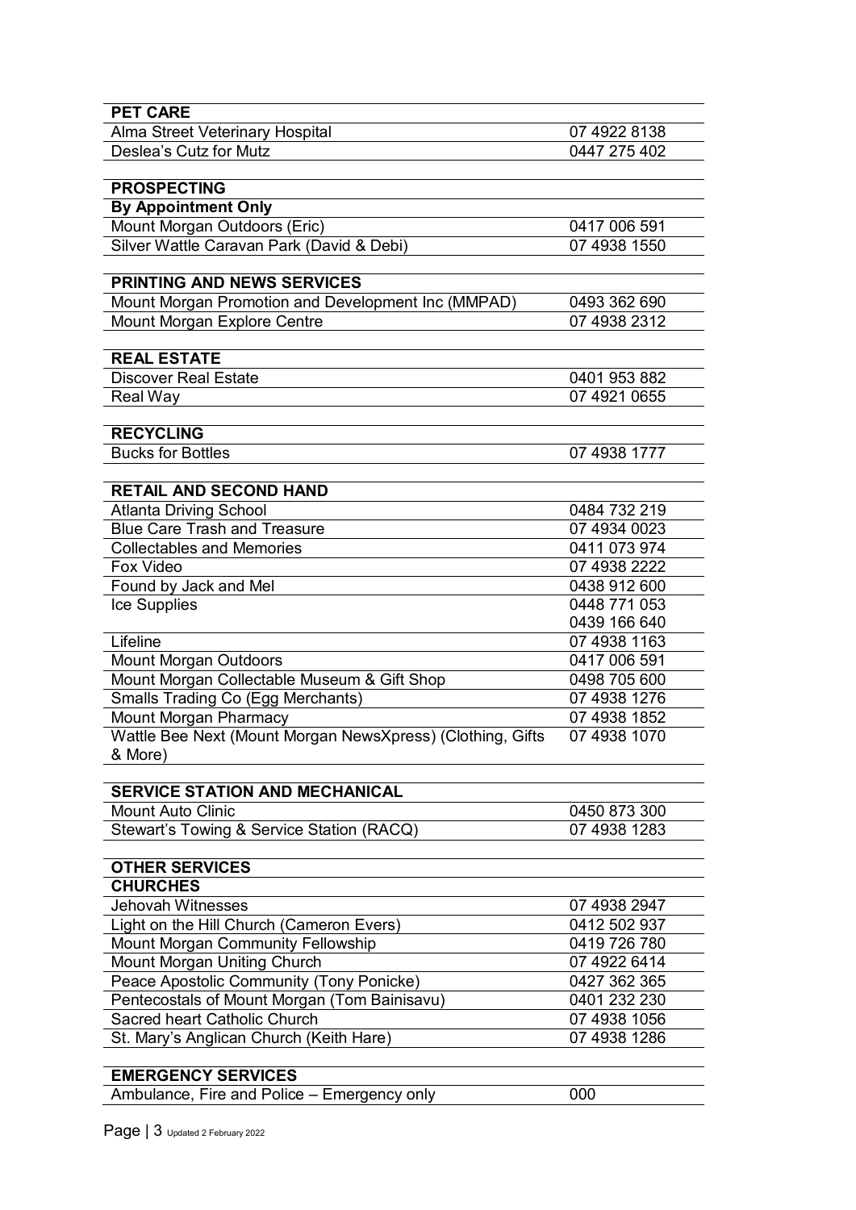| PET CARE | |
|---|---|
| Alma Street Veterinary Hospital | 07 4922 8138 |
| Deslea's Cutz for Mutz | 0447 275 402 |

| PROSPECTING | |
|---|---|
| **By Appointment Only** | |
| Mount Morgan Outdoors (Eric) | 0417 006 591 |
| Silver Wattle Caravan Park (David & Debi) | 07 4938 1550 |

| PRINTING AND NEWS SERVICES | |
|---|---|
| Mount Morgan Promotion and Development Inc (MMPAD) | 0493 362 690 |
| Mount Morgan Explore Centre | 07 4938 2312 |

| REAL ESTATE | |
|---|---|
| Discover Real Estate | 0401 953 882 |
| Real Way | 07 4921 0655 |

| RECYCLING | |
|---|---|
| Bucks for Bottles | 07 4938 1777 |

| RETAIL AND SECOND HAND | |
|---|---|
| Atlanta Driving School | 0484 732 219 |
| Blue Care Trash and Treasure | 07 4934 0023 |
| Collectables and Memories | 0411 073 974 |
| Fox Video | 07 4938 2222 |
| Found by Jack and Mel | 0438 912 600 |
| Ice Supplies | 0448 771 053<br>0439 166 640 |
| Lifeline | 07 4938 1163 |
| Mount Morgan Outdoors | 0417 006 591 |
| Mount Morgan Collectable Museum & Gift Shop | 0498 705 600 |
| Smalls Trading Co (Egg Merchants) | 07 4938 1276 |
| Mount Morgan Pharmacy | 07 4938 1852 |
| Wattle Bee Next (Mount Morgan NewsXpress) (Clothing, Gifts & More) | 07 4938 1070 |

| SERVICE STATION AND MECHANICAL | |
|---|---|
| Mount Auto Clinic | 0450 873 300 |
| Stewart's Towing & Service Station (RACQ) | 07 4938 1283 |

| OTHER SERVICES | |
|---|---|
| **CHURCHES** | |
| Jehovah Witnesses | 07 4938 2947 |
| Light on the Hill Church (Cameron Evers) | 0412 502 937 |
| Mount Morgan Community Fellowship | 0419 726 780 |
| Mount Morgan Uniting Church | 07 4922 6414 |
| Peace Apostolic Community (Tony Ponicke) | 0427 362 365 |
| Pentecostals of Mount Morgan (Tom Bainisavu) | 0401 232 230 |
| Sacred heart Catholic Church | 07 4938 1056 |
| St. Mary's Anglican Church (Keith Hare) | 07 4938 1286 |

| EMERGENCY SERVICES | |
|---|---|
| Ambulance, Fire and Police – Emergency only | 000 |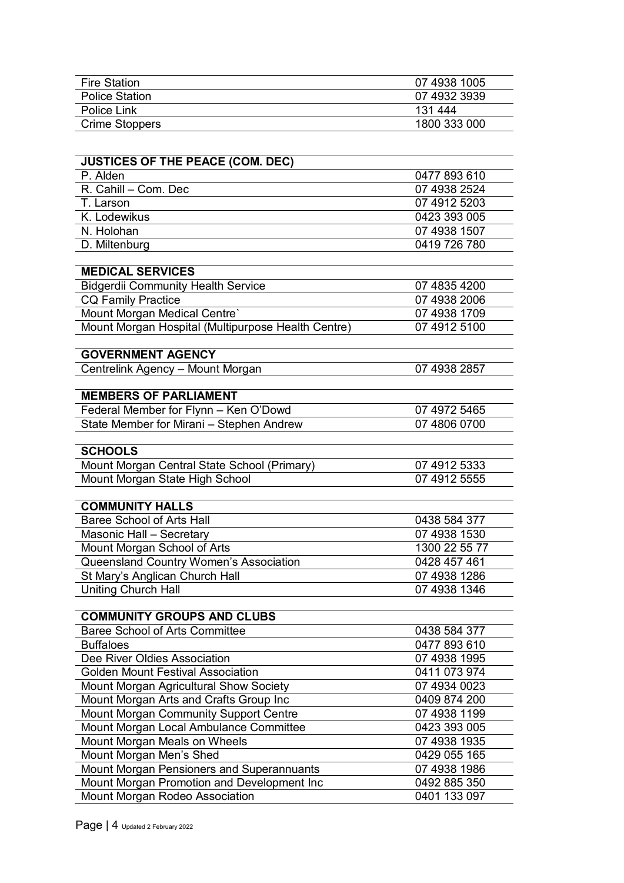| | |
|---|---|
| Fire Station | 07 4938 1005 |
| Police Station | 07 4932 3939 |
| Police Link | 131 444 |
| Crime Stoppers | 1800 333 000 |

| **JUSTICES OF THE PEACE (COM. DEC)** | |
|---|---|
| P. Alden | 0477 893 610 |
| R. Cahill – Com. Dec | 07 4938 2524 |
| T. Larson | 07 4912 5203 |
| K. Lodewikus | 0423 393 005 |
| N. Holohan | 07 4938 1507 |
| D. Miltenburg | 0419 726 780 |

| **MEDICAL SERVICES** | |
|---|---|
| Bidgerdii Community Health Service | 07 4835 4200 |
| CQ Family Practice | 07 4938 2006 |
| Mount Morgan Medical Centre` | 07 4938 1709 |
| Mount Morgan Hospital (Multipurpose Health Centre) | 07 4912 5100 |

| **GOVERNMENT AGENCY** | |
|---|---|
| Centrelink Agency – Mount Morgan | 07 4938 2857 |

| **MEMBERS OF PARLIAMENT** | |
|---|---|
| Federal Member for Flynn – Ken O'Dowd | 07 4972 5465 |
| State Member for Mirani – Stephen Andrew | 07 4806 0700 |

| **SCHOOLS** | |
|---|---|
| Mount Morgan Central State School (Primary) | 07 4912 5333 |
| Mount Morgan State High School | 07 4912 5555 |

| **COMMUNITY HALLS** | |
|---|---|
| Baree School of Arts Hall | 0438 584 377 |
| Masonic Hall – Secretary | 07 4938 1530 |
| Mount Morgan School of Arts | 1300 22 55 77 |
| Queensland Country Women's Association | 0428 457 461 |
| St Mary's Anglican Church Hall | 07 4938 1286 |
| Uniting Church Hall | 07 4938 1346 |

| **COMMUNITY GROUPS AND CLUBS** | |
|---|---|
| Baree School of Arts Committee | 0438 584 377 |
| Buffaloes | 0477 893 610 |
| Dee River Oldies Association | 07 4938 1995 |
| Golden Mount Festival Association | 0411 073 974 |
| Mount Morgan Agricultural Show Society | 07 4934 0023 |
| Mount Morgan Arts and Crafts Group Inc | 0409 874 200 |
| Mount Morgan Community Support Centre | 07 4938 1199 |
| Mount Morgan Local Ambulance Committee | 0423 393 005 |
| Mount Morgan Meals on Wheels | 07 4938 1935 |
| Mount Morgan Men's Shed | 0429 055 165 |
| Mount Morgan Pensioners and Superannuants | 07 4938 1986 |
| Mount Morgan Promotion and Development Inc | 0492 885 350 |
| Mount Morgan Rodeo Association | 0401 133 097 |

Updated 2 February 2022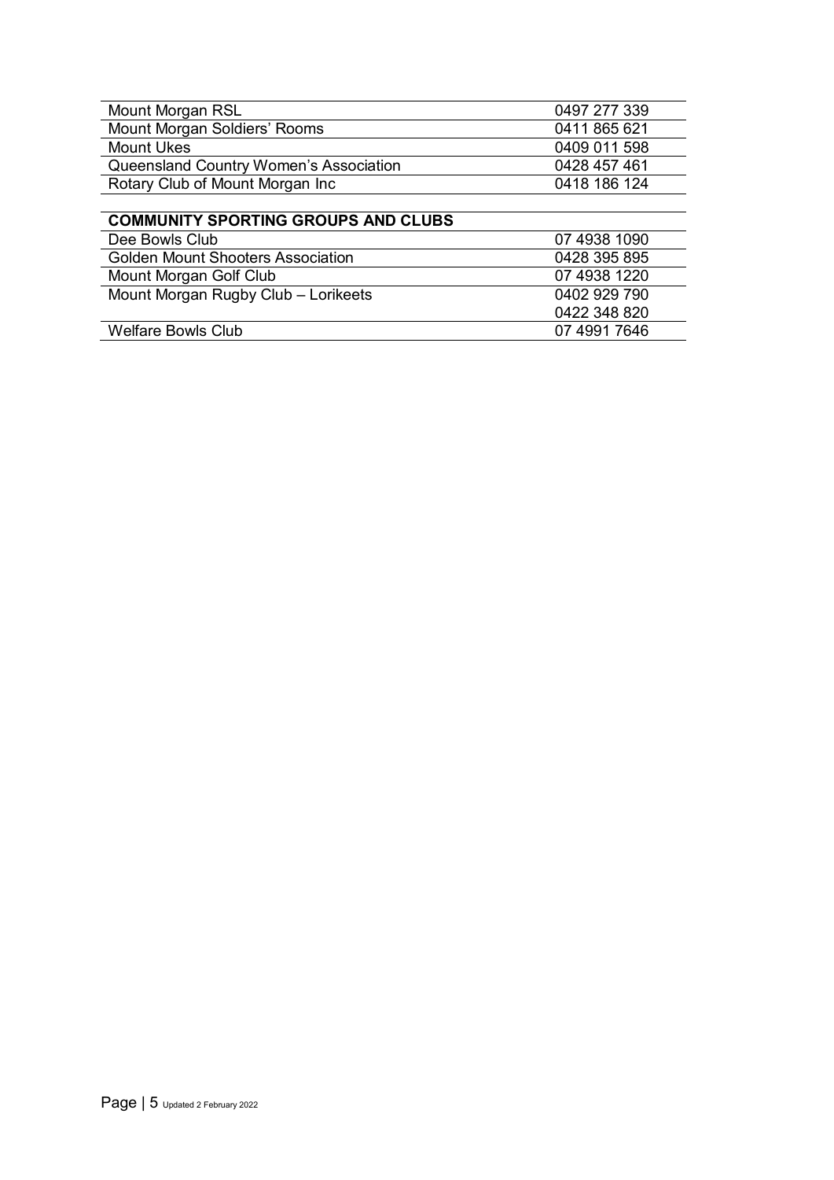| | |
|---|---|
| Mount Morgan RSL | 0497 277 339 |
| Mount Morgan Soldiers' Rooms | 0411 865 621 |
| Mount Ukes | 0409 011 598 |
| Queensland Country Women's Association | 0428 457 461 |
| Rotary Club of Mount Morgan Inc | 0418 186 124 |

| **COMMUNITY SPORTING GROUPS AND CLUBS** | |
|---|---|
| Dee Bowls Club | 07 4938 1090 |
| Golden Mount Shooters Association | 0428 395 895 |
| Mount Morgan Golf Club | 07 4938 1220 |
| Mount Morgan Rugby Club – Lorikeets | 0402 929 790<br>0422 348 820 |
| Welfare Bowls Club | 07 4991 7646 |

Updated 2 February 2022